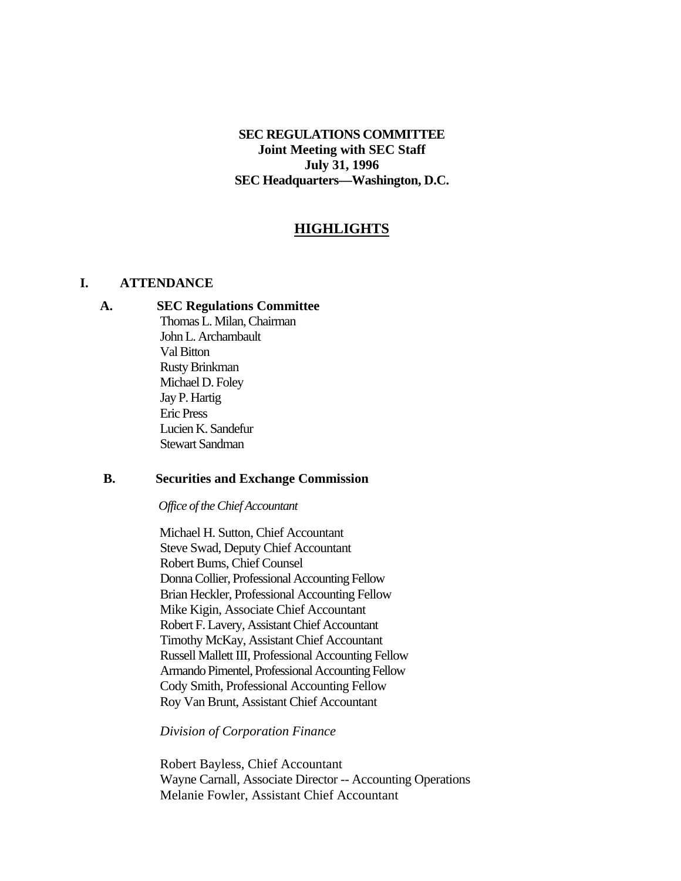**SEC REGULATIONS COMMITTEE**
**Joint Meeting with SEC Staff**
**July 31, 1996**
**SEC Headquarters—Washington, D.C.**

# HIGHLIGHTS

## I. ATTENDANCE

### A. SEC Regulations Committee

Thomas L. Milan, Chairman
John L. Archambault
Val Bitton
Rusty Brinkman
Michael D. Foley
Jay P. Hartig
Eric Press
Lucien K. Sandefur
Stewart Sandman

### B. Securities and Exchange Commission

*Office of the Chief Accountant*

Michael H. Sutton, Chief Accountant
Steve Swad, Deputy Chief Accountant
Robert Bums, Chief Counsel
Donna Collier, Professional Accounting Fellow
Brian Heckler, Professional Accounting Fellow
Mike Kigin, Associate Chief Accountant
Robert F. Lavery, Assistant Chief Accountant
Timothy McKay, Assistant Chief Accountant
Russell Mallett III, Professional Accounting Fellow
Armando Pimentel, Professional Accounting Fellow
Cody Smith, Professional Accounting Fellow
Roy Van Brunt, Assistant Chief Accountant

*Division of Corporation Finance*

Robert Bayless, Chief Accountant
Wayne Carnall, Associate Director -- Accounting Operations
Melanie Fowler, Assistant Chief Accountant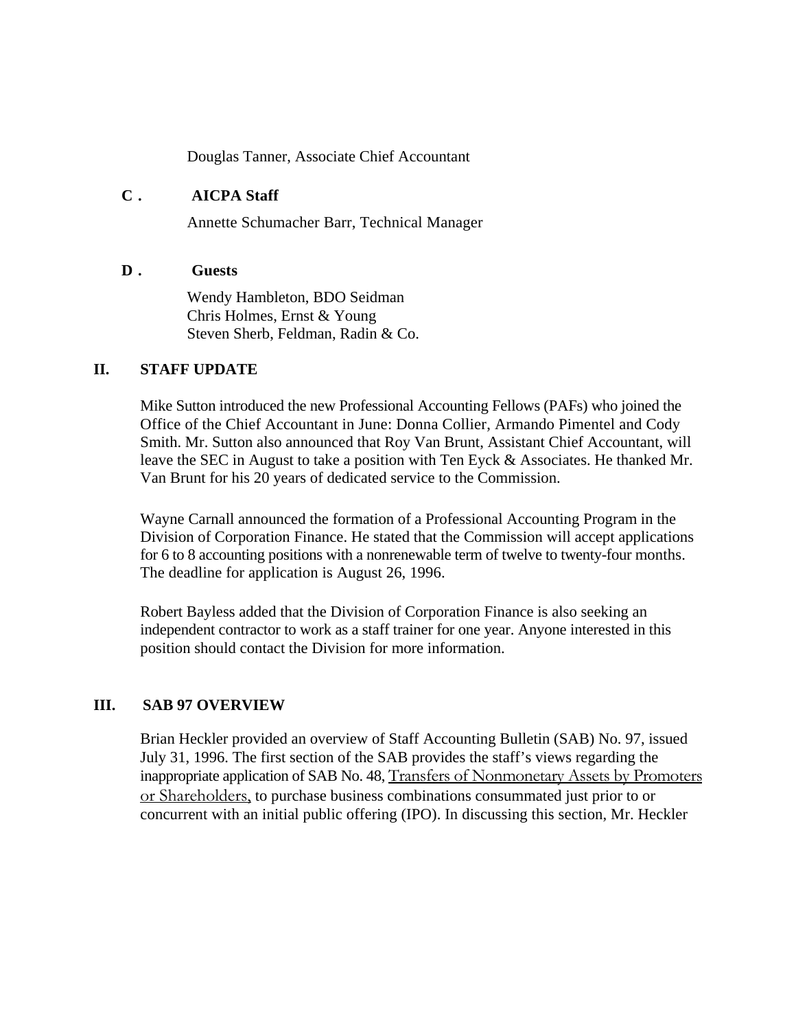Douglas Tanner, Associate Chief Accountant

### C. AICPA Staff

Annette Schumacher Barr, Technical Manager

### D. Guests

Wendy Hambleton, BDO Seidman
Chris Holmes, Ernst & Young
Steven Sherb, Feldman, Radin & Co.

## II. STAFF UPDATE

Mike Sutton introduced the new Professional Accounting Fellows (PAFs) who joined the Office of the Chief Accountant in June: Donna Collier, Armando Pimentel and Cody Smith. Mr. Sutton also announced that Roy Van Brunt, Assistant Chief Accountant, will leave the SEC in August to take a position with Ten Eyck & Associates. He thanked Mr. Van Brunt for his 20 years of dedicated service to the Commission.

Wayne Carnall announced the formation of a Professional Accounting Program in the Division of Corporation Finance. He stated that the Commission will accept applications for 6 to 8 accounting positions with a nonrenewable term of twelve to twenty-four months. The deadline for application is August 26, 1996.

Robert Bayless added that the Division of Corporation Finance is also seeking an independent contractor to work as a staff trainer for one year. Anyone interested in this position should contact the Division for more information.

## III. SAB 97 OVERVIEW

Brian Heckler provided an overview of Staff Accounting Bulletin (SAB) No. 97, issued July 31, 1996. The first section of the SAB provides the staff's views regarding the inappropriate application of SAB No. 48, Transfers of Nonmonetary Assets by Promoters or Shareholders, to purchase business combinations consummated just prior to or concurrent with an initial public offering (IPO). In discussing this section, Mr. Heckler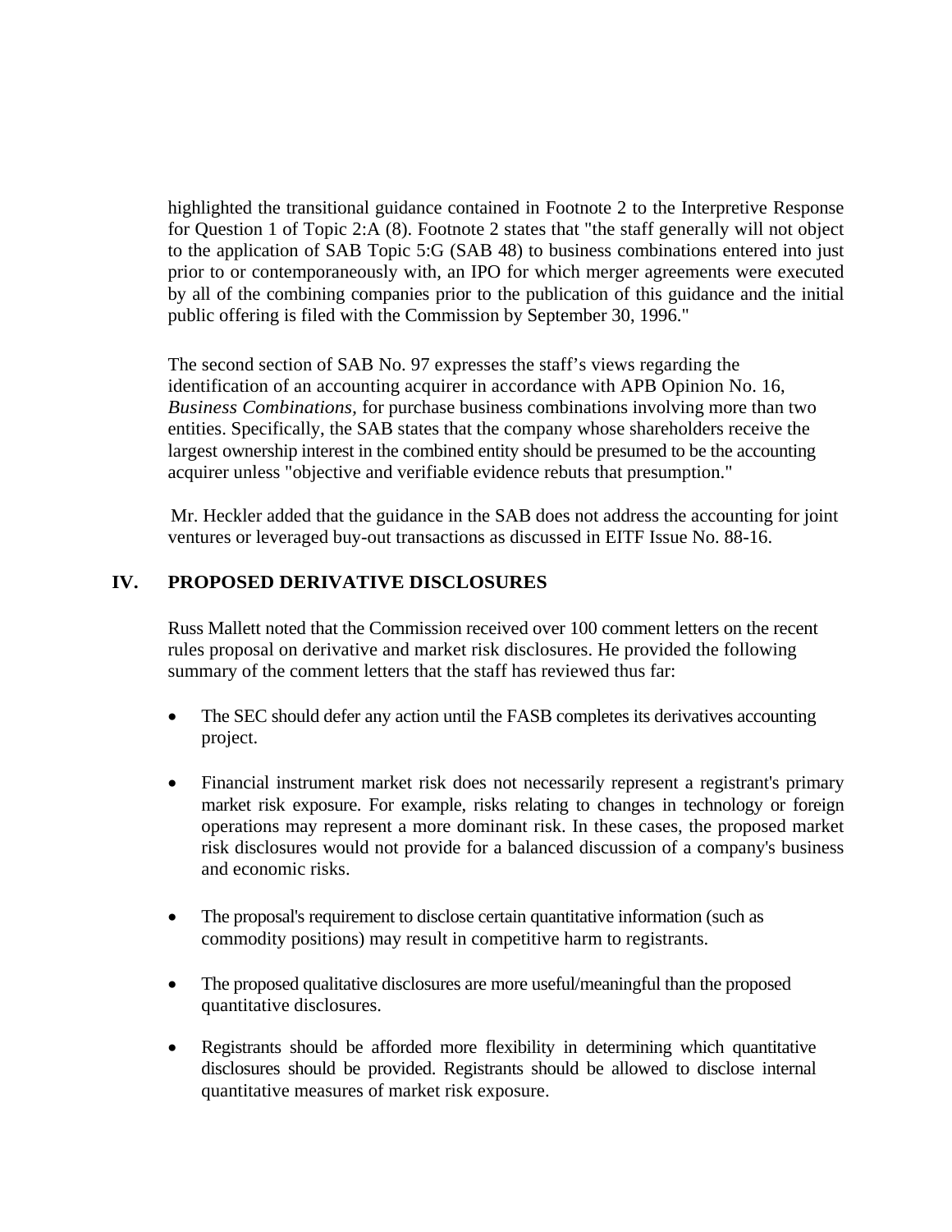highlighted the transitional guidance contained in Footnote 2 to the Interpretive Response for Question 1 of Topic 2:A (8). Footnote 2 states that "the staff generally will not object to the application of SAB Topic 5:G (SAB 48) to business combinations entered into just prior to or contemporaneously with, an IPO for which merger agreements were executed by all of the combining companies prior to the publication of this guidance and the initial public offering is filed with the Commission by September 30, 1996."

The second section of SAB No. 97 expresses the staff's views regarding the identification of an accounting acquirer in accordance with APB Opinion No. 16, *Business Combinations*, for purchase business combinations involving more than two entities. Specifically, the SAB states that the company whose shareholders receive the largest ownership interest in the combined entity should be presumed to be the accounting acquirer unless "objective and verifiable evidence rebuts that presumption."

Mr. Heckler added that the guidance in the SAB does not address the accounting for joint ventures or leveraged buy-out transactions as discussed in EITF Issue No. 88-16.

## IV. PROPOSED DERIVATIVE DISCLOSURES

Russ Mallett noted that the Commission received over 100 comment letters on the recent rules proposal on derivative and market risk disclosures. He provided the following summary of the comment letters that the staff has reviewed thus far:

- The SEC should defer any action until the FASB completes its derivatives accounting project.
- Financial instrument market risk does not necessarily represent a registrant's primary market risk exposure. For example, risks relating to changes in technology or foreign operations may represent a more dominant risk. In these cases, the proposed market risk disclosures would not provide for a balanced discussion of a company's business and economic risks.
- The proposal's requirement to disclose certain quantitative information (such as commodity positions) may result in competitive harm to registrants.
- The proposed qualitative disclosures are more useful/meaningful than the proposed quantitative disclosures.
- Registrants should be afforded more flexibility in determining which quantitative disclosures should be provided. Registrants should be allowed to disclose internal quantitative measures of market risk exposure.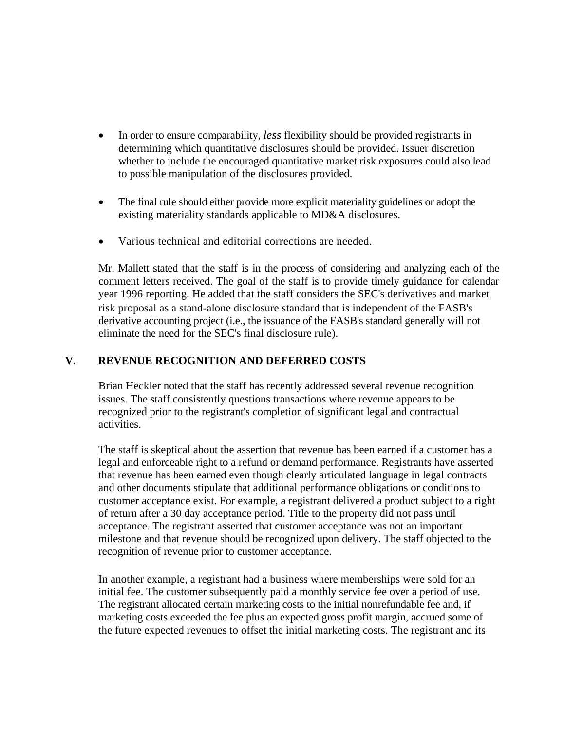- In order to ensure comparability, *less* flexibility should be provided registrants in determining which quantitative disclosures should be provided. Issuer discretion whether to include the encouraged quantitative market risk exposures could also lead to possible manipulation of the disclosures provided.

- The final rule should either provide more explicit materiality guidelines or adopt the existing materiality standards applicable to MD&A disclosures.

- Various technical and editorial corrections are needed.

Mr. Mallett stated that the staff is in the process of considering and analyzing each of the comment letters received. The goal of the staff is to provide timely guidance for calendar year 1996 reporting. He added that the staff considers the SEC's derivatives and market risk proposal as a stand-alone disclosure standard that is independent of the FASB's derivative accounting project (i.e., the issuance of the FASB's standard generally will not eliminate the need for the SEC's final disclosure rule).

## V. REVENUE RECOGNITION AND DEFERRED COSTS

Brian Heckler noted that the staff has recently addressed several revenue recognition issues. The staff consistently questions transactions where revenue appears to be recognized prior to the registrant's completion of significant legal and contractual activities.

The staff is skeptical about the assertion that revenue has been earned if a customer has a legal and enforceable right to a refund or demand performance. Registrants have asserted that revenue has been earned even though clearly articulated language in legal contracts and other documents stipulate that additional performance obligations or conditions to customer acceptance exist. For example, a registrant delivered a product subject to a right of return after a 30 day acceptance period. Title to the property did not pass until acceptance. The registrant asserted that customer acceptance was not an important milestone and that revenue should be recognized upon delivery. The staff objected to the recognition of revenue prior to customer acceptance.

In another example, a registrant had a business where memberships were sold for an initial fee. The customer subsequently paid a monthly service fee over a period of use. The registrant allocated certain marketing costs to the initial nonrefundable fee and, if marketing costs exceeded the fee plus an expected gross profit margin, accrued some of the future expected revenues to offset the initial marketing costs. The registrant and its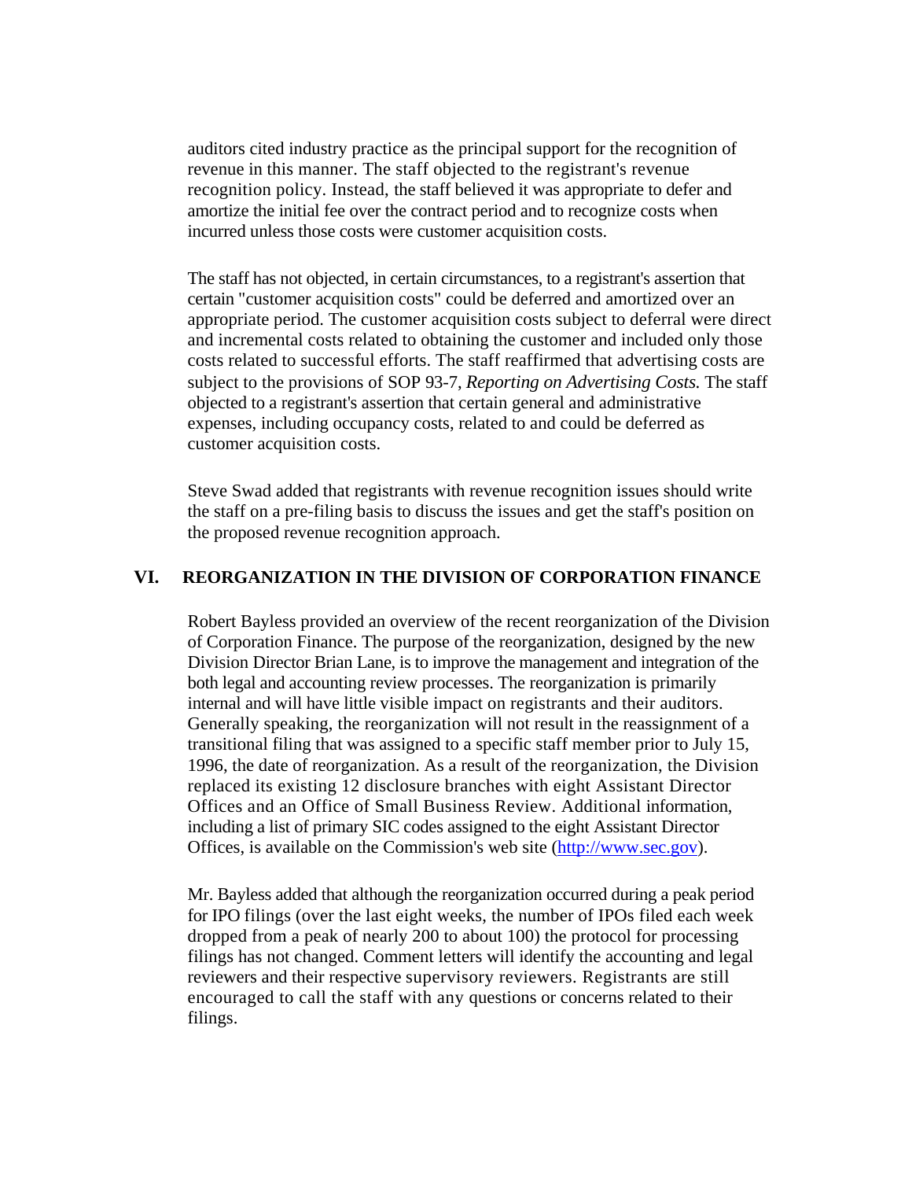auditors cited industry practice as the principal support for the recognition of revenue in this manner. The staff objected to the registrant's revenue recognition policy. Instead, the staff believed it was appropriate to defer and amortize the initial fee over the contract period and to recognize costs when incurred unless those costs were customer acquisition costs.

The staff has not objected, in certain circumstances, to a registrant's assertion that certain "customer acquisition costs" could be deferred and amortized over an appropriate period. The customer acquisition costs subject to deferral were direct and incremental costs related to obtaining the customer and included only those costs related to successful efforts. The staff reaffirmed that advertising costs are subject to the provisions of SOP 93-7, *Reporting on Advertising Costs.* The staff objected to a registrant's assertion that certain general and administrative expenses, including occupancy costs, related to and could be deferred as customer acquisition costs.

Steve Swad added that registrants with revenue recognition issues should write the staff on a pre-filing basis to discuss the issues and get the staff's position on the proposed revenue recognition approach.

## VI. REORGANIZATION IN THE DIVISION OF CORPORATION FINANCE

Robert Bayless provided an overview of the recent reorganization of the Division of Corporation Finance. The purpose of the reorganization, designed by the new Division Director Brian Lane, is to improve the management and integration of the both legal and accounting review processes. The reorganization is primarily internal and will have little visible impact on registrants and their auditors. Generally speaking, the reorganization will not result in the reassignment of a transitional filing that was assigned to a specific staff member prior to July 15, 1996, the date of reorganization. As a result of the reorganization, the Division replaced its existing 12 disclosure branches with eight Assistant Director Offices and an Office of Small Business Review. Additional information, including a list of primary SIC codes assigned to the eight Assistant Director Offices, is available on the Commission's web site ([http://www.sec.gov](http://www.sec.gov)).

Mr. Bayless added that although the reorganization occurred during a peak period for IPO filings (over the last eight weeks, the number of IPOs filed each week dropped from a peak of nearly 200 to about 100) the protocol for processing filings has not changed. Comment letters will identify the accounting and legal reviewers and their respective supervisory reviewers. Registrants are still encouraged to call the staff with any questions or concerns related to their filings.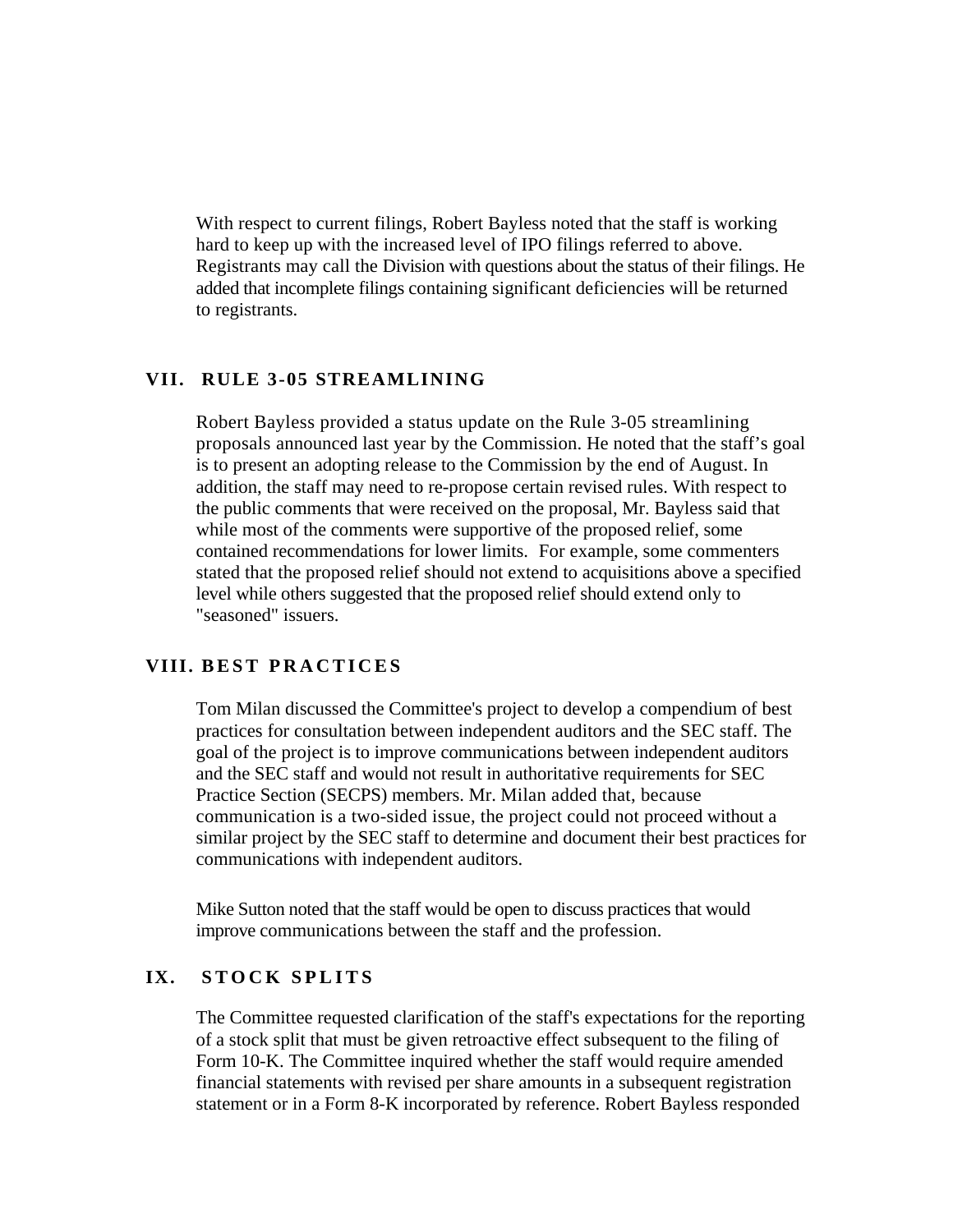With respect to current filings, Robert Bayless noted that the staff is working hard to keep up with the increased level of IPO filings referred to above. Registrants may call the Division with questions about the status of their filings. He added that incomplete filings containing significant deficiencies will be returned to registrants.

## VII. RULE 3-05 STREAMLINING

Robert Bayless provided a status update on the Rule 3-05 streamlining proposals announced last year by the Commission. He noted that the staff's goal is to present an adopting release to the Commission by the end of August. In addition, the staff may need to re-propose certain revised rules. With respect to the public comments that were received on the proposal, Mr. Bayless said that while most of the comments were supportive of the proposed relief, some contained recommendations for lower limits. For example, some commenters stated that the proposed relief should not extend to acquisitions above a specified level while others suggested that the proposed relief should extend only to "seasoned" issuers.

## VIII. BEST PRACTICES

Tom Milan discussed the Committee's project to develop a compendium of best practices for consultation between independent auditors and the SEC staff. The goal of the project is to improve communications between independent auditors and the SEC staff and would not result in authoritative requirements for SEC Practice Section (SECPS) members. Mr. Milan added that, because communication is a two-sided issue, the project could not proceed without a similar project by the SEC staff to determine and document their best practices for communications with independent auditors.

Mike Sutton noted that the staff would be open to discuss practices that would improve communications between the staff and the profession.

## IX. STOCK SPLITS

The Committee requested clarification of the staff's expectations for the reporting of a stock split that must be given retroactive effect subsequent to the filing of Form 10-K. The Committee inquired whether the staff would require amended financial statements with revised per share amounts in a subsequent registration statement or in a Form 8-K incorporated by reference. Robert Bayless responded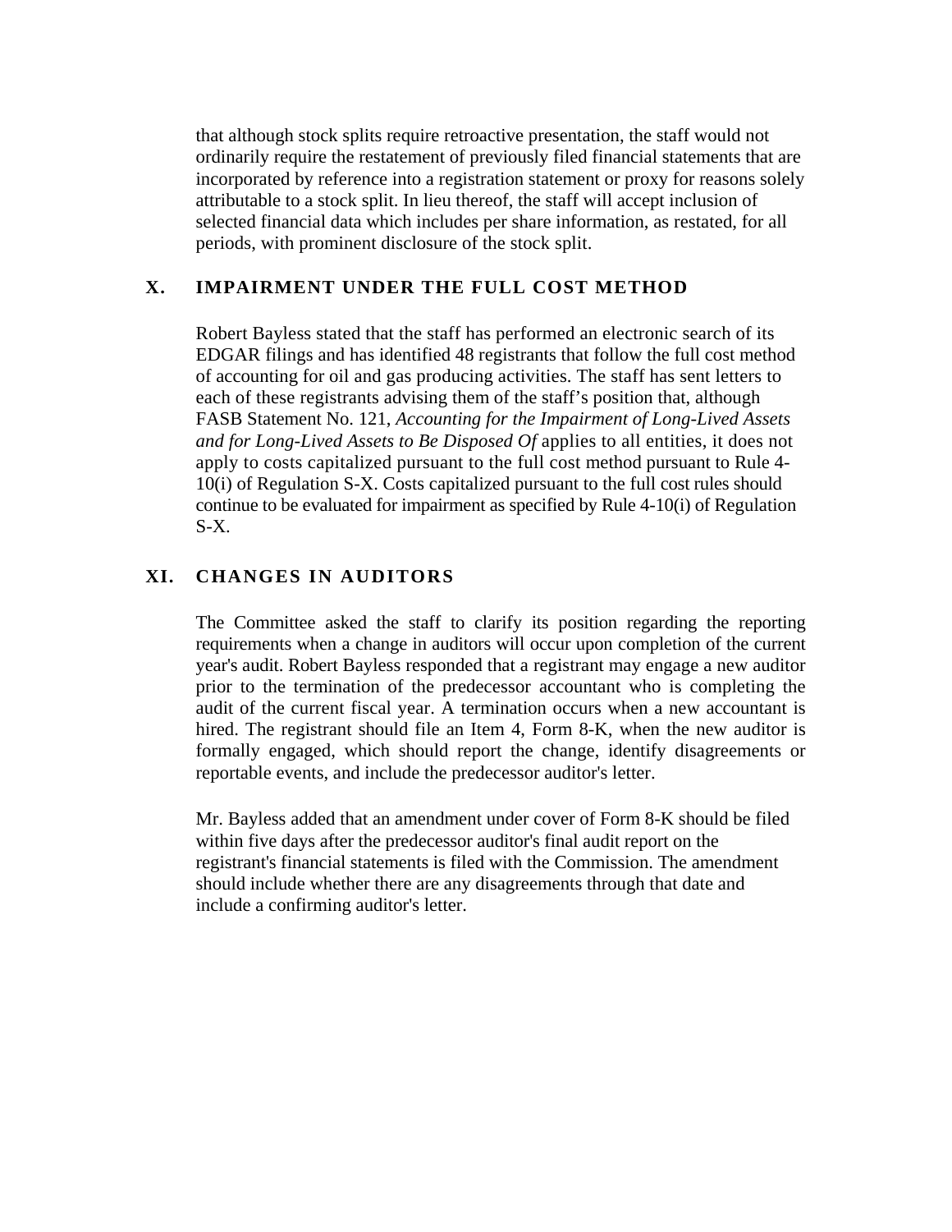that although stock splits require retroactive presentation, the staff would not ordinarily require the restatement of previously filed financial statements that are incorporated by reference into a registration statement or proxy for reasons solely attributable to a stock split. In lieu thereof, the staff will accept inclusion of selected financial data which includes per share information, as restated, for all periods, with prominent disclosure of the stock split.

## X. IMPAIRMENT UNDER THE FULL COST METHOD

Robert Bayless stated that the staff has performed an electronic search of its EDGAR filings and has identified 48 registrants that follow the full cost method of accounting for oil and gas producing activities. The staff has sent letters to each of these registrants advising them of the staff's position that, although FASB Statement No. 121, *Accounting for the Impairment of Long-Lived Assets and for Long-Lived Assets to Be Disposed Of* applies to all entities, it does not apply to costs capitalized pursuant to the full cost method pursuant to Rule 4-10(i) of Regulation S-X. Costs capitalized pursuant to the full cost rules should continue to be evaluated for impairment as specified by Rule 4-10(i) of Regulation S-X.

## XI. CHANGES IN AUDITORS

The Committee asked the staff to clarify its position regarding the reporting requirements when a change in auditors will occur upon completion of the current year's audit. Robert Bayless responded that a registrant may engage a new auditor prior to the termination of the predecessor accountant who is completing the audit of the current fiscal year. A termination occurs when a new accountant is hired. The registrant should file an Item 4, Form 8-K, when the new auditor is formally engaged, which should report the change, identify disagreements or reportable events, and include the predecessor auditor's letter.

Mr. Bayless added that an amendment under cover of Form 8-K should be filed within five days after the predecessor auditor's final audit report on the registrant's financial statements is filed with the Commission. The amendment should include whether there are any disagreements through that date and include a confirming auditor's letter.